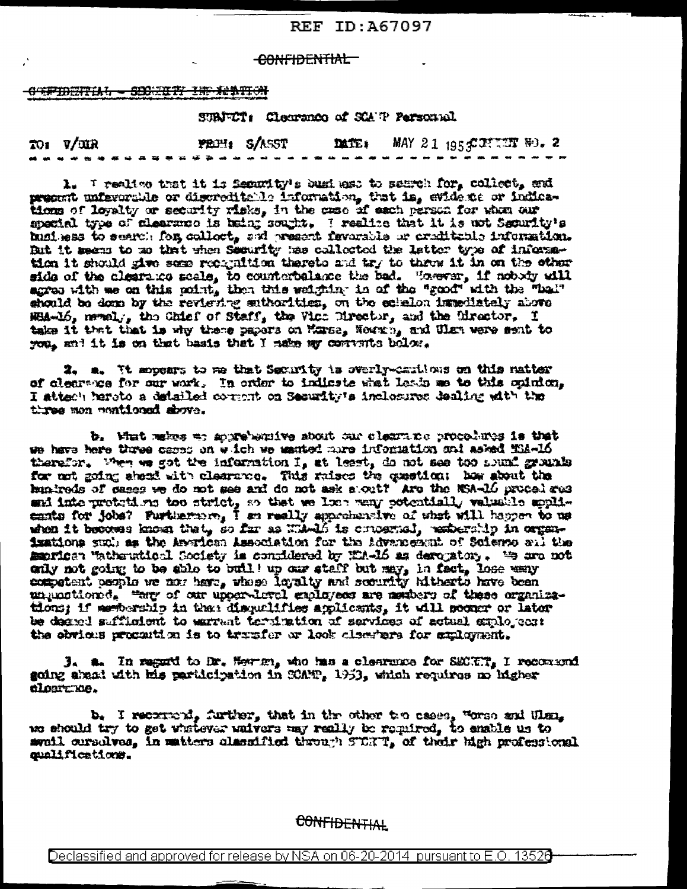REF ID:A67097

~~CONFIDENTIAL~~

~~CONFIDENTIAL - SECURITY INFORMATION~~

SUBJECT: Clearance of SCAMP Personnel

TO: V/DIR FROM: S/ASST DATE: MAY 21 1953 COMMENT NO. 2

1. I realize that it is Security's business to search for, collect, and present unfavorable or discreditable information, that is, evidence or indications of loyalty or security risks, in the case of each person for whom our special type of clearance is being sought. I realize that it is not Security's business to search for, collect, and present favorable or creditable information. But it seems to me that when Security has collected the latter type of information it should give some recognition thereto and try to throw it in on the other side of the clearance scale, to counterbalance the bad. However, if nobody will agree with me on this point, then this weighing in of the "good" with the "bad" should be done by the reviewing authorities, on the echelon immediately above NSA-16, namely, the Chief of Staff, the Vice Director, and the Director. I take it that that is why these papers on Morse, Newman, and Ulam were sent to you, and it is on that basis that I make my comments below.

2. a. It appears to me that Security is overly-cautious on this matter of clearance for our work. In order to indicate what leads me to this opinion, I attach hereto a detailed comment on Security's inclosures dealing with the three men mentioned above.

b. What makes me apprehensive about our clearance procedures is that we have here three cases on which we wanted more information and asked NSA-16 therefor. When we got the information I, at least, do not see too sound grounds for not going ahead with clearance. This raises the question: how about the hundreds of cases we do not see and do not ask about? Are the NSA-16 procedures and interpretations too strict, so that we lose many potentially valuable applicants for jobs? Furthermore, I am really apprehensive of what will happen to us when it becomes known that, so far as NSA-16 is concerned, membership in organizations such as the American Association for the Advancement of Science and the American Mathematical Society is considered by NSA-16 as derogatory. We are not only not going to be able to build up our staff but may, in fact, lose many competent people we now have, whose loyalty and security hitherto have been unquestioned. Many of our upper-level employees are members of these organizations; if membership in them disqualifies applicants, it will sooner or later be deemed sufficient to warrant termination of services of actual employees: the obvious precaution is to transfer or look elsewhere for employment.

3. a. In regard to Dr. Newman, who has a clearance for SECRET, I recommend going ahead with his participation in SCAMP, 1953, which requires no higher clearance.

b. I recommend, further, that in the other two cases, Morse and Ulam, we should try to get whatever waivers may really be required, to enable us to avail ourselves, in matters classified through SECRET, of their high professional qualifications.

~~CONFIDENTIAL~~

Declassified and approved for release by NSA on 06-20-2014 pursuant to E.O. 13526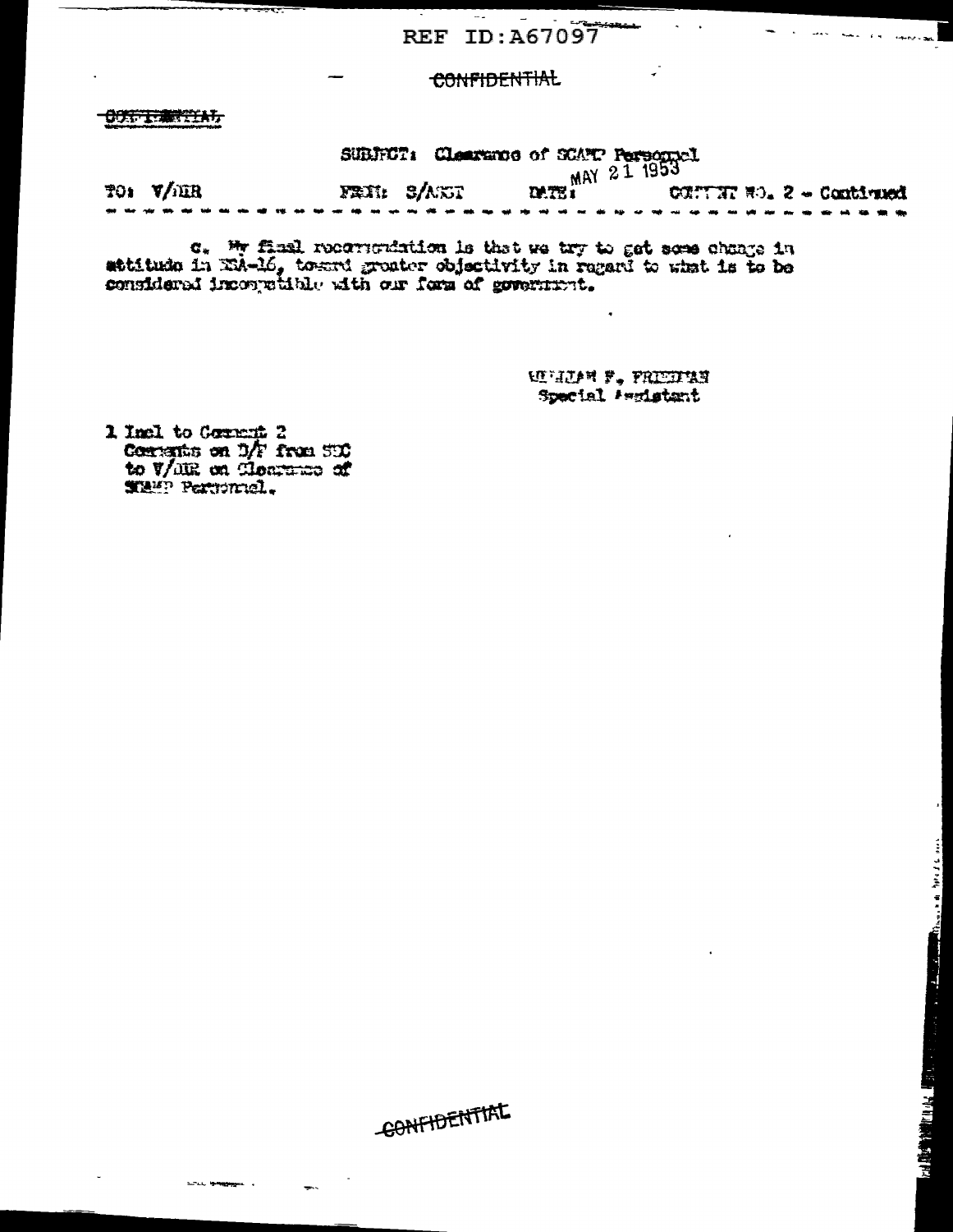REF ID:A67097

CONFIDENTIAL

CONFIDENTIAL

SUBJECT: Clearance of SCAMP Personnel

| TO: V/DIR | FROM: S/ASST | DATE: MAY 21 1953 | COMMENT NO. 2 - Continued |
|---|---|---|---|

c. My final recommendation is that we try to get some change in attitude in NSA-16, toward greater objectivity in regard to what is to be considered incompatible with our form of government.

WILLIAM F. FRIEDMAN
Special Assistant

1 Incl to Comment 2
Comments on D/F from SEC to V/DIR on Clearance of SCAMP Personnel.

CONFIDENTIAL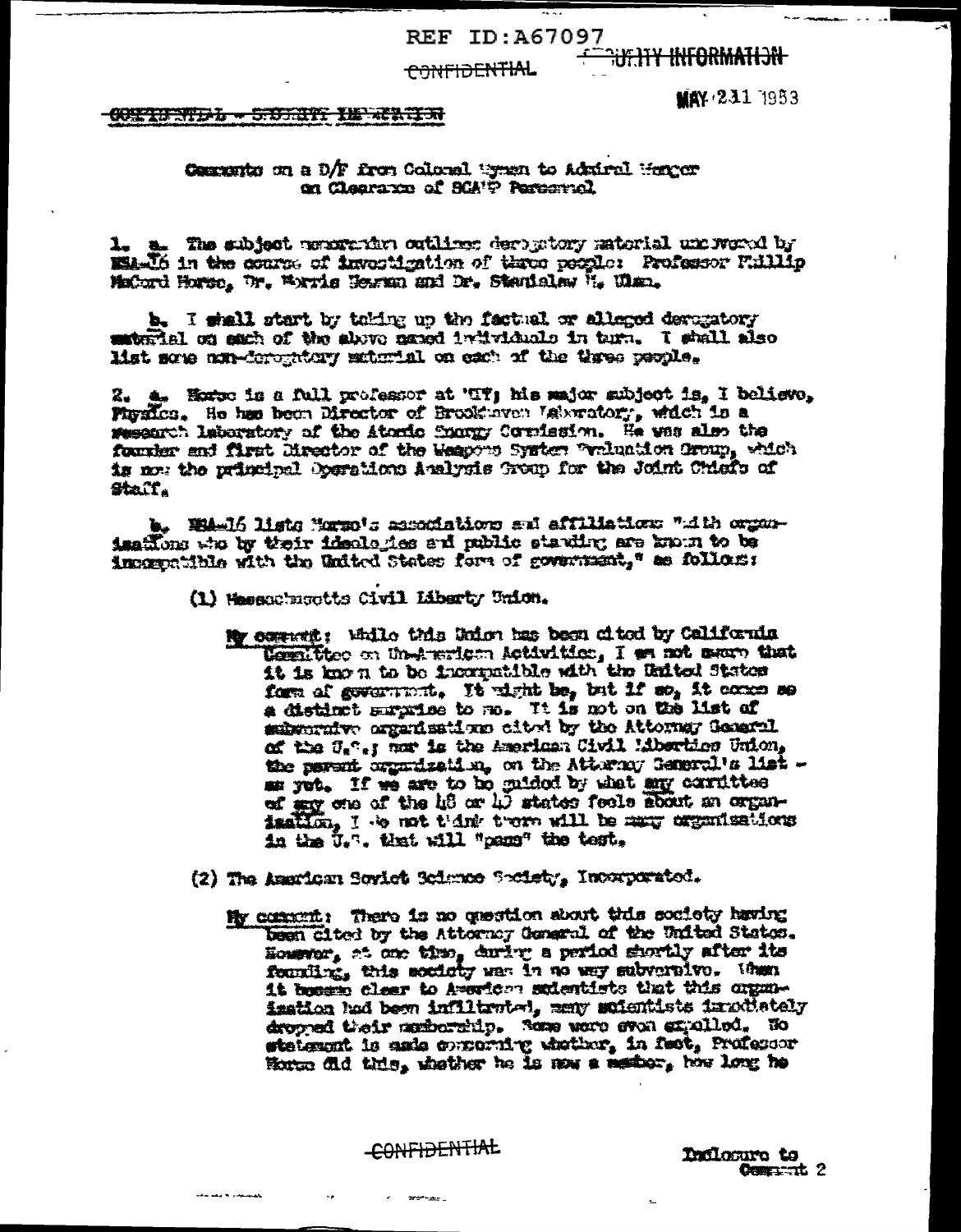REF ID:A67097

CONFIDENTIAL — SECURITY INFORMATION

MAY 21 1953

CONFIDENTIAL - SECURITY INFORMATION

Comments on a D/F from Colonel Wyman to Admiral Wenger on Clearance of SCAMP Personnel

1\. a. The subject memorandum outlines derogatory material uncovered by NSA-16 in the course of investigation of three people: Professor Phillip McCord Morse, Dr. Morris Newman and Dr. Stanislaw M. Ulam.

b\. I shall start by taking up the factual or alleged derogatory material on each of the above named individuals in turn. I shall also list some non-derogatory material on each of the three people.

2\. a. Morse is a full professor at MIT; his major subject is, I believe, Physics. He has been Director of Brookhaven Laboratory, which is a research laboratory of the Atomic Energy Commission. He was also the founder and first Director of the Weapons System Evaluation Group, which is now the principal Operations Analysis Group for the Joint Chiefs of Staff.

b\. NSA-16 lists Morse's associations and affiliations "with organizations who by their ideologies and public standing are known to be incompatible with the United States form of government," as follows:

(1) Massachusetts Civil Liberty Union.

My comment: While this Union has been cited by California Committee on Un-American Activities, I am not aware that it is known to be incompatible with the United States form of government. It might be, but if so, it comes as a distinct surprise to me. It is not on the list of subversive organizations cited by the Attorney General of the U.S.; nor is the American Civil Liberties Union, the parent organization, on the Attorney General's list — as yet. If we are to be guided by what any committee of any one of the 48 or 49 states feels about an organization, I do not think there will be many organizations in the U.S. that will "pass" the test.

(2) The American Soviet Science Society, Incorporated.

My comment: There is no question about this society having been cited by the Attorney General of the United States. However, at one time, during a period shortly after its founding, this society was in no way subversive. When it became clear to American scientists that this organization had been infiltrated, many scientists immediately dropped their membership. Some were even expelled. No statement is made concerning whether, in fact, Professor Morse did this, whether he is now a member, how long he

CONFIDENTIAL

Inclosure to Comment 2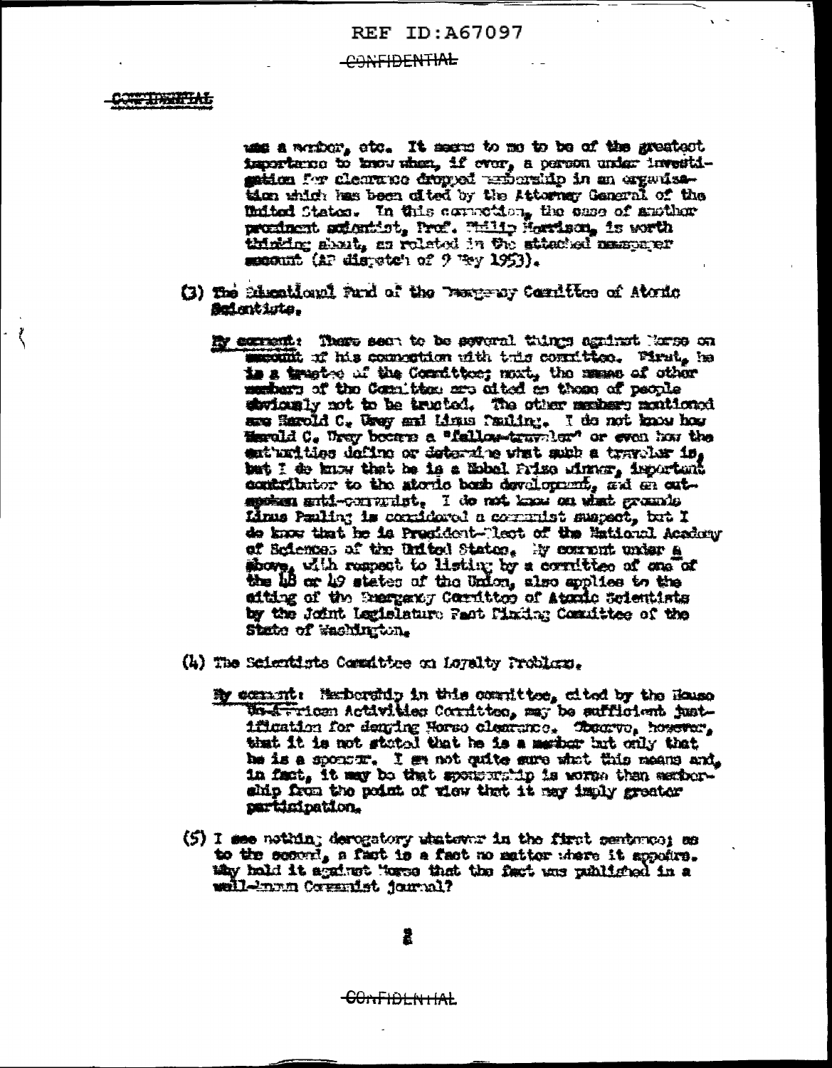was a member, etc. It seems to me to be of the greatest importance to know when, if ever, a person under investigation for clearance dropped membership in an organization which has been cited by the Attorney General of the United States. In this connection, the case of another prominent scientist, Prof. Philip Morrison, is worth thinking about, as related in the attached newspaper account (AP dispatch of 9 May 1953).

(3) The Educational Fund of the Emergency Committee of Atomic Scientists.

My comment: There seem to be several things against Morse on account of his connection with this committee. First, he is a trustee of the Committee; next, the names of other members of the Committee are cited as those of people obviously not to be trusted. The other members mentioned are Harold C. Urey and Linus Pauling. I do not know how Harold C. Urey became a "fellow-traveler" or even how the authorities define or determine what such a traveler is, but I do know that he is a Nobel Prize winner, important contributor to the atomic bomb development, and an outspoken anti-communist. I do not know on what grounds Linus Pauling is considered a communist suspect, but I do know that he is President-Elect of the National Academy of Sciences of the United States. My comment under a above, with respect to listing by a committee of one of the 48 or 49 states of the Union, also applies to the citing of the Emergency Committee of Atomic Scientists by the Joint Legislature Fact Finding Committee of the State of Washington.

(4) The Scientists Committee on Loyalty Problems.

My comment: Membership in this committee, cited by the House Un-American Activities Committee, may be sufficient justification for denying Morse clearance. Observe, however, that it is not stated that he is a member but only that he is a sponsor. I am not quite sure what this means and, in fact, it may be that sponsorship is worse than membership from the point of view that it may imply greater participation.

(5) I see nothing derogatory whatever in the first sentence; as to the second, a fact is a fact no matter where it appears. Why hold it against Morse that the fact was published in a well-known Communist journal?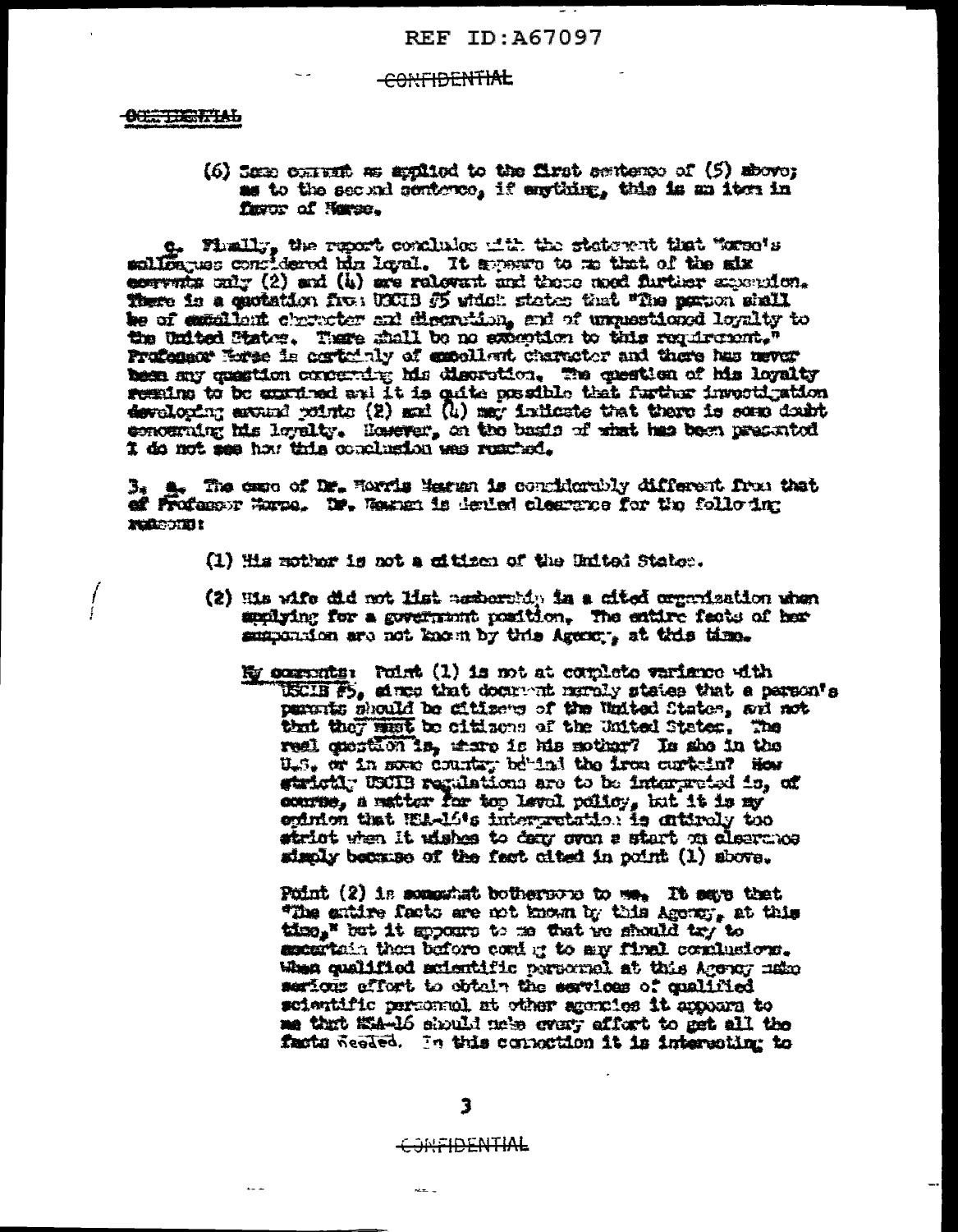CONFIDENTIAL

(6) Same comment as applied to the first sentence of (5) above; as to the second sentence, if anything, this is an item in favor of Morse.

c. Finally, the report concludes with the statement that "Morse's colleagues considered him loyal. It appears to me that of the six comments only (2) and (4) are relevant and these need further expansion. There is a quotation from USCIB #5 which states that "The person shall be of excellent character and discretion, and of unquestioned loyalty to the United States. There shall be no exception to this requirement." Professor Morse is certainly of excellent character and there has never been any question concerning his discretion. The question of his loyalty remains to be examined and it is quite possible that further investigation developing around points (2) and (4) may indicate that there is some doubt concerning his loyalty. However, on the basis of what has been presented I do not see how this conclusion was reached.

3. a. The case of Dr. Morris Newman is considerably different from that of Professor Morse. Dr. Newman is denied clearance for the following reasons:

(1) His mother is not a citizen of the United States.

(2) His wife did not list membership in a cited organization when applying for a government position. The entire facts of her suspension are not known by this Agency, at this time.

My comments: Point (1) is not at complete variance with USCIB #5, since that document merely states that a person's parents should be citizens of the United States, and not that they must be citizens of the United States. The real question is, where is his mother? Is she in the U.S. or in some country behind the iron curtain? How strictly USCIB regulations are to be interpreted is, of course, a matter for top level policy, but it is my opinion that NSA-16's interpretation is entirely too strict when it wishes to deny even a start on clearance simply because of the fact cited in point (1) above.

Point (2) is somewhat bothersome to me. It says that "The entire facts are not known by this Agency, at this time," but it appears to me that we should try to ascertain them before coming to any final conclusions. When qualified scientific personnel at this Agency make serious effort to obtain the services of qualified scientific personnel at other agencies it appears to me that NSA-16 should make every effort to get all the facts needed. In this connection it is interesting to

CONFIDENTIAL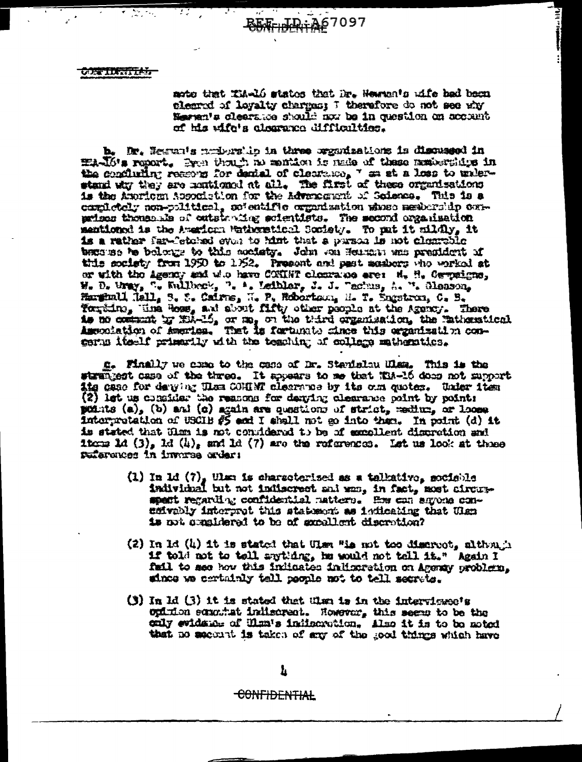REF ID:A67097

CONFIDENTIAL

note that KIA-16 states that Dr. Newman's wife had been cleared of loyalty charges; I therefore do not see why Newman's clearance should now be in question on account of his wife's clearance difficulties.

b. Dr. Newman's membership in three organizations is discussed in KIA-16's report. Even though no mention is made of these memberships in the concluding reasons for denial of clearance, I am at a loss to understand why they are mentioned at all. The first of these organizations is the American Association for the Advancement of Science. This is a completely non-political, scientific organization whose membership comprises thousands of outstanding scientists. The second organization mentioned is the American Mathematical Society. To put it mildly, it is a rather far-fetched even to hint that a person is not clearable because he belongs to this society. John von Neumann was president of this society from 1950 to 1952. Present and past members who worked at or with the Agency and who have COMINT clearance are: H. H. Campaigne, W. D. Wray, S. Kullback, P. A. Leibler, J. J. Tachus, A. M. Gleason, Marshall Hall, S. S. Cairns, H. P. Robertson, H. T. Engstrom, C. B. Tompkins, Nina Hess, and about fifty other people at the Agency. There is no comment by KIA-16, or me, on the third organization, the Mathematical Association of America. That is fortunate since this organization concerns itself primarily with the teaching of college mathematics.

c. Finally we come to the case of Dr. Stanislaw Ulam. This is the strangest case of the three. It appears to me that KIA-16 does not support its case for denying Ulam COMINT clearance by its own quotes. Under item (2) let us consider the reasons for denying clearance point by point: points (a), (b) and (c) again are questions of strict, medium, or loose interpretation of USCIB #5 and I shall not go into them. In point (d) it is stated that Ulam is not considered to be of excellent discretion and items 1d (3), 1d (4), and 1d (7) are the references. Let us look at those references in inverse order:

(1) In 1d (7), Ulam is characterized as a talkative, sociable individual but not indiscreet and was, in fact, most circumspect regarding confidential matters. How can anyone conceivably interpret this statement as indicating that Ulam is not considered to be of excellent discretion?

(2) In 1d (4) it is stated that Ulam "is not too discreet, although if told not to tell anything, he would not tell it." Again I fail to see how this indicates indiscretion on Agency problems, since we certainly tell people not to tell secrets.

(3) In 1d (3) it is stated that Ulam is in the interviewee's opinion somewhat indiscreet. However, this seems to be the only evidence of Ulam's indiscretion. Also it is to be noted that no account is taken of any of the good things which have

CONFIDENTIAL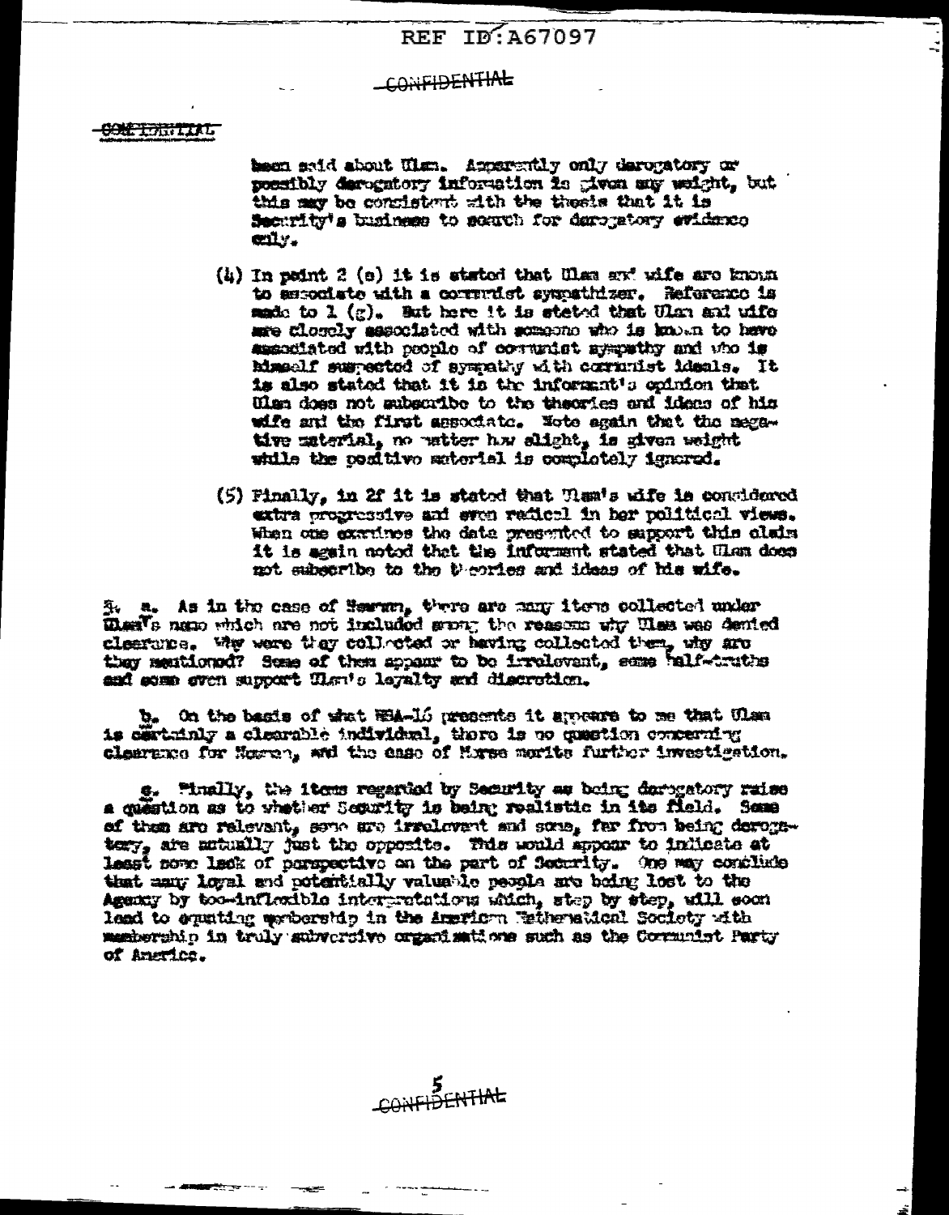been said about Ulam. Apparently only derogatory or possibly derogatory information is given any weight, but this may be consistent with the thesis that it is Security's business to search for derogatory evidence only.

(4) In point 2 (e) it is stated that Ulam and wife are known to associate with a communist sympathizer. Reference is made to 1 (g). But here it is stated that Ulam and wife are closely associated with someone who is known to have associated with people of communist sympathy and who is himself suspected of sympathy with communist ideals. It is also stated that it is the informant's opinion that Ulam does not subscribe to the theories and ideas of his wife and the first associate. Note again that the negative material, no matter how slight, is given weight while the positive material is completely ignored.

(5) Finally, in 2f it is stated that Ulam's wife is considered extra progressive and even radical in her political views. When one examines the data presented to support this claim it is again noted that the informant stated that Ulam does not subscribe to the theories and ideas of his wife.

5. a. As in the case of Newman, there are many items collected under Ulam's name which are not included among the reasons why Ulam was denied clearance. Why were they collected or having collected them, why are they mentioned? Some of them appear to be irrelevant, some half-truths and some even support Ulam's loyalty and discretion.

b. On the basis of what NSA-16 presents it appears to me that Ulam is certainly a clearable individual, there is no question concerning clearance for Newman, and the case of Morse merits further investigation.

c. Finally, the items regarded by Security as being derogatory raise a question as to whether Security is being realistic in its field. Some of them are relevant, some are irrelevant and some, far from being derogatory, are actually just the opposite. This would appear to indicate at least some lack of perspective on the part of Security. One may conclude that many loyal and potentially valuable people are being lost to the Agency by too-inflexible interpretations which, step by step, will soon lead to equating membership in the American Mathematical Society with membership in truly subversive organizations such as the Communist Party of America.